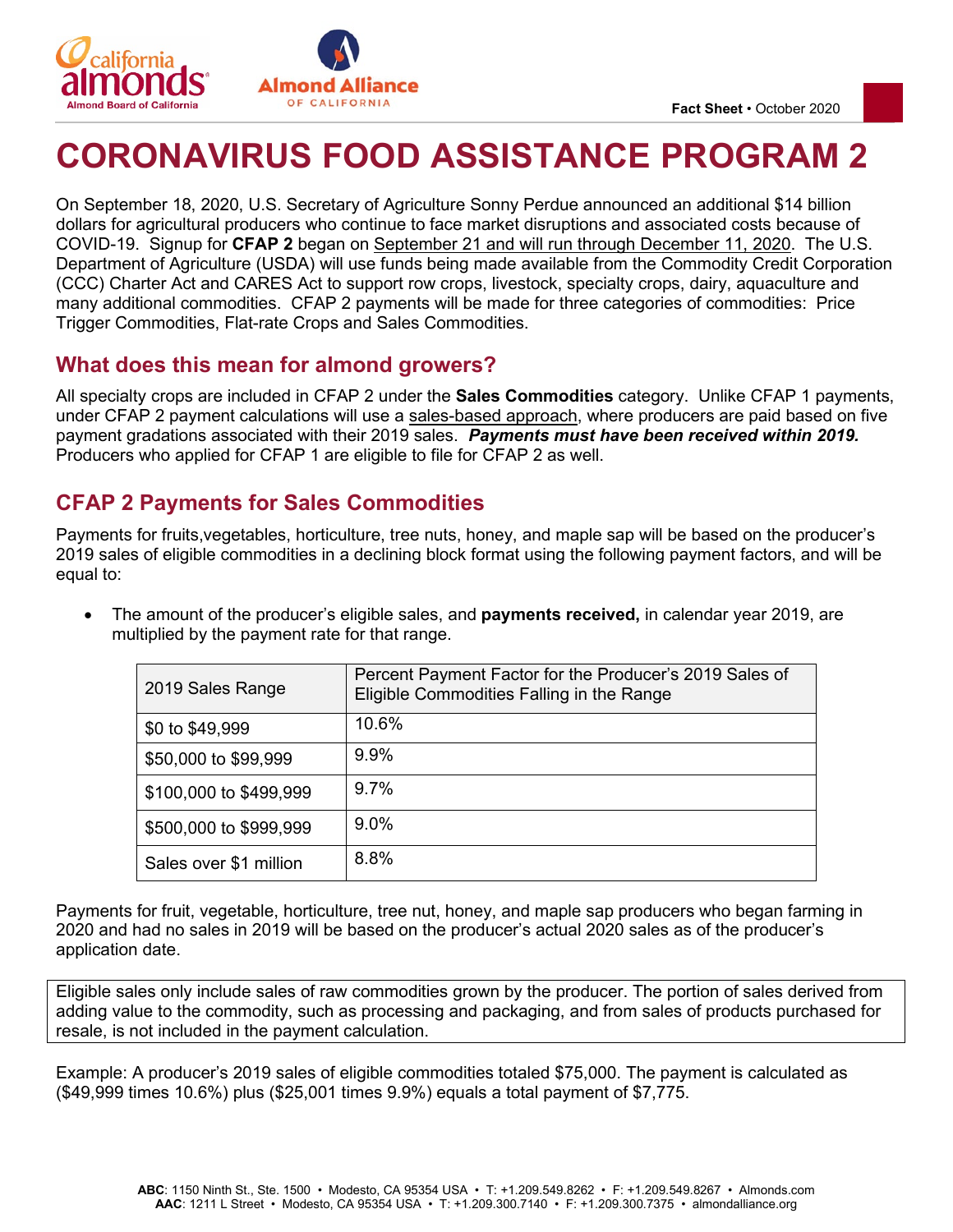Fact Sheet • October 2020

# CORONAVIRUS FOOD ASSISTANCE PROGRAM 2

On September 18, 2020, U.S. Secretary of Agriculture Sonny Perdue announced an additional $14 billion dollars for agricultural producers who continue to face market disruptions and associated costs because of COVID-19. Signup for **CFAP 2** began on September 21 and will run through December 11, 2020. The U.S. Department of Agriculture (USDA) will use funds being made available from the Commodity Credit Corporation (CCC) Charter Act and CARES Act to support row crops, livestock, specialty crops, dairy, aquaculture and many additional commodities. CFAP 2 payments will be made for three categories of commodities: Price Trigger Commodities, Flat-rate Crops and Sales Commodities.

## What does this mean for almond growers?

All specialty crops are included in CFAP 2 under the **Sales Commodities** category. Unlike CFAP 1 payments, under CFAP 2 payment calculations will use a sales-based approach, where producers are paid based on five payment gradations associated with their 2019 sales. ***Payments must have been received within 2019.*** Producers who applied for CFAP 1 are eligible to file for CFAP 2 as well.

## CFAP 2 Payments for Sales Commodities

Payments for fruits,vegetables, horticulture, tree nuts, honey, and maple sap will be based on the producer's 2019 sales of eligible commodities in a declining block format using the following payment factors, and will be equal to:

- The amount of the producer's eligible sales, and **payments received,** in calendar year 2019, are multiplied by the payment rate for that range.

| 2019 Sales Range | Percent Payment Factor for the Producer's 2019 Sales of Eligible Commodities Falling in the Range |
|---|---|
| $0 to $49,999 | 10.6% |
| $50,000 to $99,999 | 9.9% |
| $100,000 to $499,999 | 9.7% |
| $500,000 to $999,999 | 9.0% |
| Sales over $1 million | 8.8% |

Payments for fruit, vegetable, horticulture, tree nut, honey, and maple sap producers who began farming in 2020 and had no sales in 2019 will be based on the producer's actual 2020 sales as of the producer's application date.

Eligible sales only include sales of raw commodities grown by the producer. The portion of sales derived from adding value to the commodity, such as processing and packaging, and from sales of products purchased for resale, is not included in the payment calculation.

Example: A producer's 2019 sales of eligible commodities totaled $75,000. The payment is calculated as ($49,999 times 10.6%) plus ($25,001 times 9.9%) equals a total payment of $7,775.

**ABC**: 1150 Ninth St., Ste. 1500 • Modesto, CA 95354 USA • T: +1.209.549.8262 • F: +1.209.549.8267 • Almonds.com
**AAC**: 1211 L Street • Modesto, CA 95354 USA • T: +1.209.300.7140 • F: +1.209.300.7375 • almondalliance.org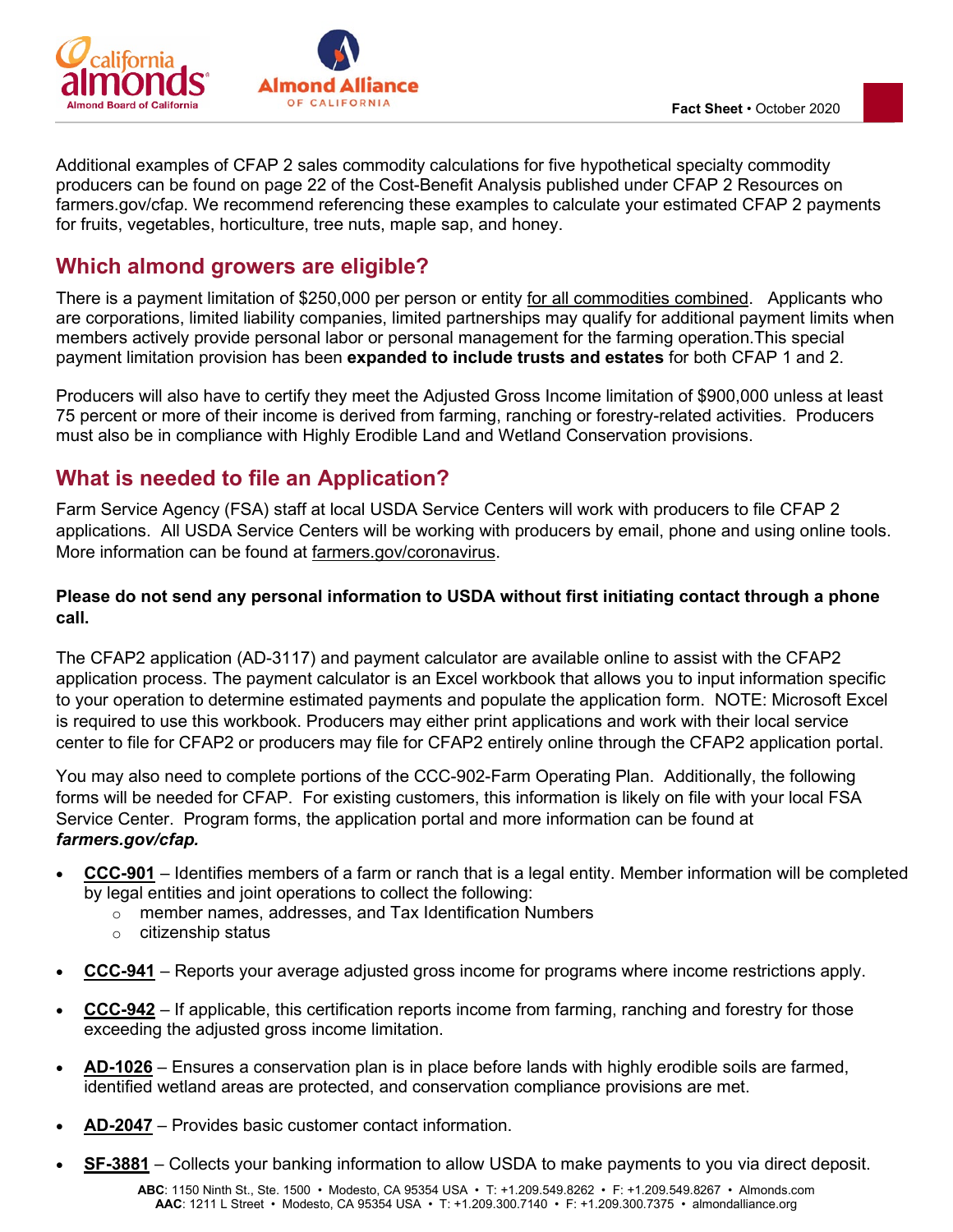Additional examples of CFAP 2 sales commodity calculations for five hypothetical specialty commodity producers can be found on page 22 of the Cost-Benefit Analysis published under CFAP 2 Resources on farmers.gov/cfap. We recommend referencing these examples to calculate your estimated CFAP 2 payments for fruits, vegetables, horticulture, tree nuts, maple sap, and honey.

## Which almond growers are eligible?

There is a payment limitation of $250,000 per person or entity for all commodities combined. Applicants who are corporations, limited liability companies, limited partnerships may qualify for additional payment limits when members actively provide personal labor or personal management for the farming operation.This special payment limitation provision has been **expanded to include trusts and estates** for both CFAP 1 and 2.

Producers will also have to certify they meet the Adjusted Gross Income limitation of $900,000 unless at least 75 percent or more of their income is derived from farming, ranching or forestry-related activities. Producers must also be in compliance with Highly Erodible Land and Wetland Conservation provisions.

## What is needed to file an Application?

Farm Service Agency (FSA) staff at local USDA Service Centers will work with producers to file CFAP 2 applications. All USDA Service Centers will be working with producers by email, phone and using online tools. More information can be found at farmers.gov/coronavirus.

**Please do not send any personal information to USDA without first initiating contact through a phone call.**

The CFAP2 application (AD-3117) and payment calculator are available online to assist with the CFAP2 application process. The payment calculator is an Excel workbook that allows you to input information specific to your operation to determine estimated payments and populate the application form. NOTE: Microsoft Excel is required to use this workbook. Producers may either print applications and work with their local service center to file for CFAP2 or producers may file for CFAP2 entirely online through the CFAP2 application portal.

You may also need to complete portions of the CCC-902-Farm Operating Plan. Additionally, the following forms will be needed for CFAP. For existing customers, this information is likely on file with your local FSA Service Center. Program forms, the application portal and more information can be found at ***farmers.gov/cfap.***

- **CCC-901** – Identifies members of a farm or ranch that is a legal entity. Member information will be completed by legal entities and joint operations to collect the following:
  - member names, addresses, and Tax Identification Numbers
  - citizenship status
- **CCC-941** – Reports your average adjusted gross income for programs where income restrictions apply.
- **CCC-942** – If applicable, this certification reports income from farming, ranching and forestry for those exceeding the adjusted gross income limitation.
- **AD-1026** – Ensures a conservation plan is in place before lands with highly erodible soils are farmed, identified wetland areas are protected, and conservation compliance provisions are met.
- **AD-2047** – Provides basic customer contact information.
- **SF-3881** – Collects your banking information to allow USDA to make payments to you via direct deposit.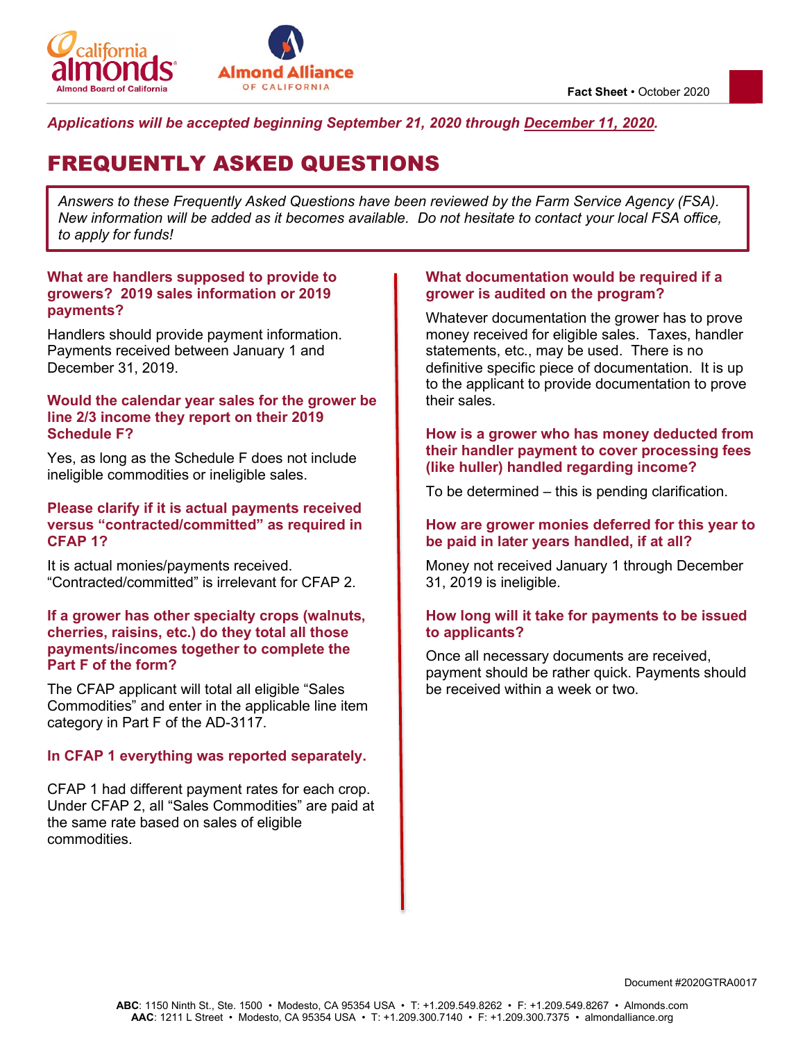*Applications will be accepted beginning September 21, 2020 through December 11, 2020.*

# FREQUENTLY ASKED QUESTIONS

*Answers to these Frequently Asked Questions have been reviewed by the Farm Service Agency (FSA). New information will be added as it becomes available. Do not hesitate to contact your local FSA office, to apply for funds!*

**What are handlers supposed to provide to growers? 2019 sales information or 2019 payments?**

Handlers should provide payment information. Payments received between January 1 and December 31, 2019.

**Would the calendar year sales for the grower be line 2/3 income they report on their 2019 Schedule F?**

Yes, as long as the Schedule F does not include ineligible commodities or ineligible sales.

**Please clarify if it is actual payments received versus "contracted/committed" as required in CFAP 1?**

It is actual monies/payments received. "Contracted/committed" is irrelevant for CFAP 2.

**If a grower has other specialty crops (walnuts, cherries, raisins, etc.) do they total all those payments/incomes together to complete the Part F of the form?**

The CFAP applicant will total all eligible "Sales Commodities" and enter in the applicable line item category in Part F of the AD-3117.

**In CFAP 1 everything was reported separately.**

CFAP 1 had different payment rates for each crop. Under CFAP 2, all "Sales Commodities" are paid at the same rate based on sales of eligible commodities.

**What documentation would be required if a grower is audited on the program?**

Whatever documentation the grower has to prove money received for eligible sales. Taxes, handler statements, etc., may be used. There is no definitive specific piece of documentation. It is up to the applicant to provide documentation to prove their sales.

**How is a grower who has money deducted from their handler payment to cover processing fees (like huller) handled regarding income?**

To be determined – this is pending clarification.

**How are grower monies deferred for this year to be paid in later years handled, if at all?**

Money not received January 1 through December 31, 2019 is ineligible.

**How long will it take for payments to be issued to applicants?**

Once all necessary documents are received, payment should be rather quick. Payments should be received within a week or two.

Document #2020GTRA0017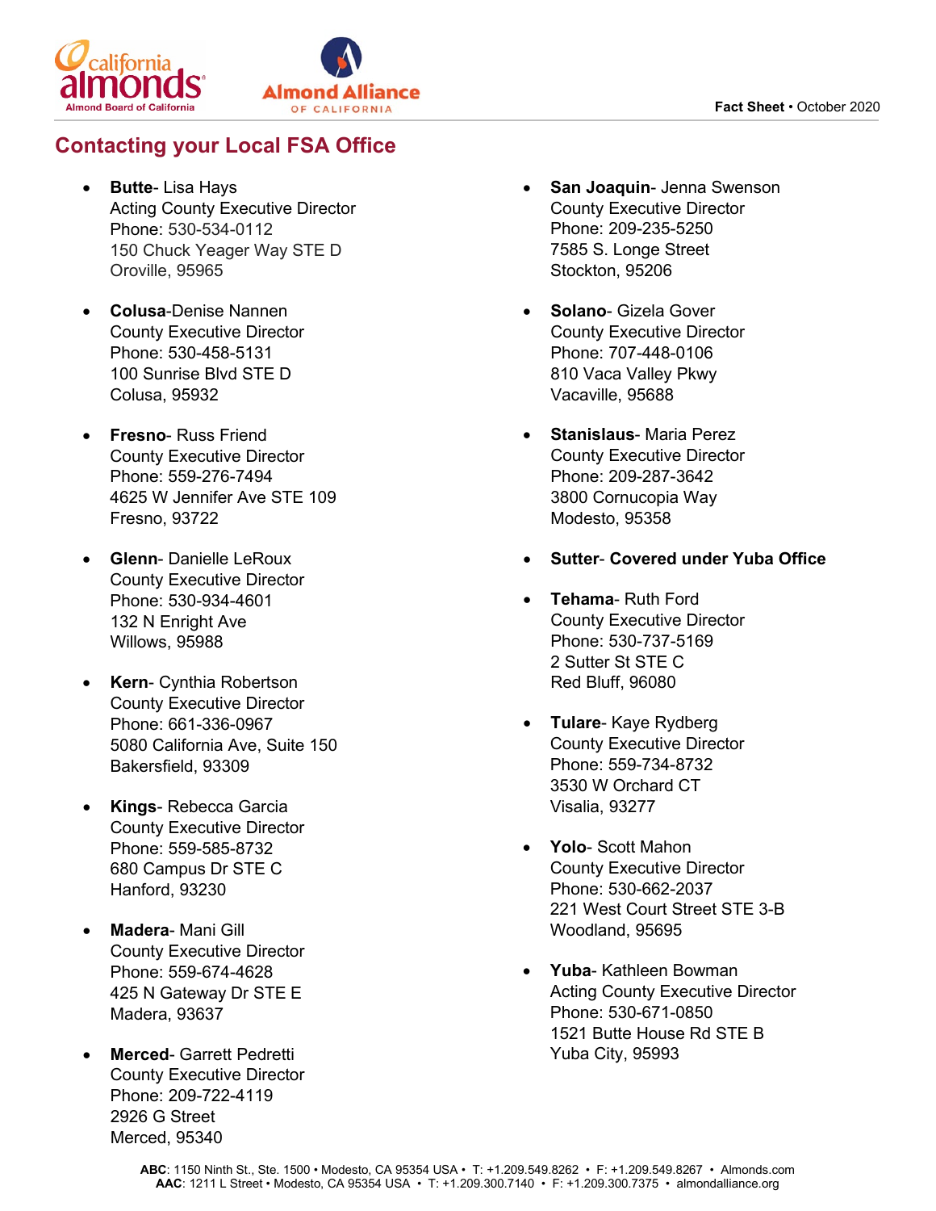## Contacting your Local FSA Office

- **Butte**- Lisa Hays
  Acting County Executive Director
  Phone: 530-534-0112
  150 Chuck Yeager Way STE D
  Oroville, 95965

- **Colusa**-Denise Nannen
  County Executive Director
  Phone: 530-458-5131
  100 Sunrise Blvd STE D
  Colusa, 95932

- **Fresno**- Russ Friend
  County Executive Director
  Phone: 559-276-7494
  4625 W Jennifer Ave STE 109
  Fresno, 93722

- **Glenn**- Danielle LeRoux
  County Executive Director
  Phone: 530-934-4601
  132 N Enright Ave
  Willows, 95988

- **Kern**- Cynthia Robertson
  County Executive Director
  Phone: 661-336-0967
  5080 California Ave, Suite 150
  Bakersfield, 93309

- **Kings**- Rebecca Garcia
  County Executive Director
  Phone: 559-585-8732
  680 Campus Dr STE C
  Hanford, 93230

- **Madera**- Mani Gill
  County Executive Director
  Phone: 559-674-4628
  425 N Gateway Dr STE E
  Madera, 93637

- **Merced**- Garrett Pedretti
  County Executive Director
  Phone: 209-722-4119
  2926 G Street
  Merced, 95340

- **San Joaquin**- Jenna Swenson
  County Executive Director
  Phone: 209-235-5250
  7585 S. Longe Street
  Stockton, 95206

- **Solano**- Gizela Gover
  County Executive Director
  Phone: 707-448-0106
  810 Vaca Valley Pkwy
  Vacaville, 95688

- **Stanislaus**- Maria Perez
  County Executive Director
  Phone: 209-287-3642
  3800 Cornucopia Way
  Modesto, 95358

- **Sutter**- **Covered under Yuba Office**

- **Tehama**- Ruth Ford
  County Executive Director
  Phone: 530-737-5169
  2 Sutter St STE C
  Red Bluff, 96080

- **Tulare**- Kaye Rydberg
  County Executive Director
  Phone: 559-734-8732
  3530 W Orchard CT
  Visalia, 93277

- **Yolo**- Scott Mahon
  County Executive Director
  Phone: 530-662-2037
  221 West Court Street STE 3-B
  Woodland, 95695

- **Yuba**- Kathleen Bowman
  Acting County Executive Director
  Phone: 530-671-0850
  1521 Butte House Rd STE B
  Yuba City, 95993